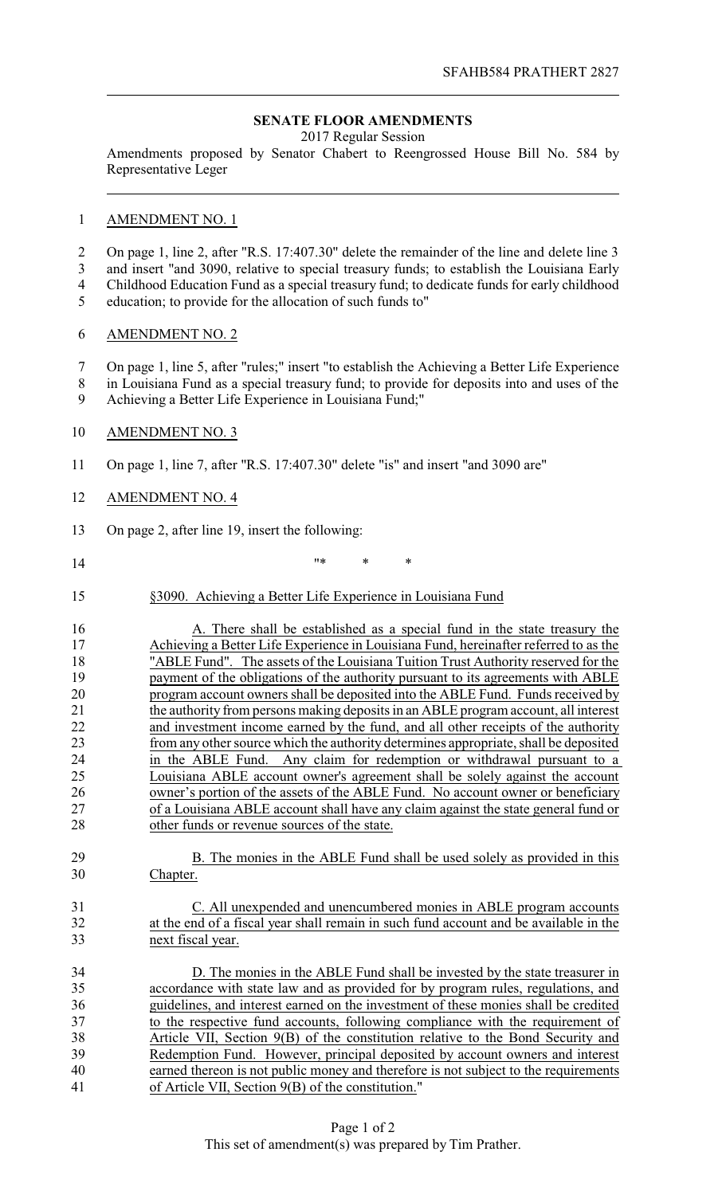SFAHB584 PRATHERT 2827

**SENATE FLOOR AMENDMENTS**

2017 Regular Session

Amendments proposed by Senator Chabert to Reengrossed House Bill No. 584 by Representative Leger

AMENDMENT NO. 1

On page 1, line 2, after "R.S. 17:407.30" delete the remainder of the line and delete line 3 and insert "and 3090, relative to special treasury funds; to establish the Louisiana Early Childhood Education Fund as a special treasury fund; to dedicate funds for early childhood education; to provide for the allocation of such funds to"

AMENDMENT NO. 2

On page 1, line 5, after "rules;" insert "to establish the Achieving a Better Life Experience in Louisiana Fund as a special treasury fund; to provide for deposits into and uses of the Achieving a Better Life Experience in Louisiana Fund;"

AMENDMENT NO. 3

On page 1, line 7, after "R.S. 17:407.30" delete "is" and insert "and 3090 are"

AMENDMENT NO. 4

On page 2, after line 19, insert the following:

"* * *

§3090. Achieving a Better Life Experience in Louisiana Fund

A. There shall be established as a special fund in the state treasury the Achieving a Better Life Experience in Louisiana Fund, hereinafter referred to as the "ABLE Fund". The assets of the Louisiana Tuition Trust Authority reserved for the payment of the obligations of the authority pursuant to its agreements with ABLE program account owners shall be deposited into the ABLE Fund. Funds received by the authority from persons making deposits in an ABLE program account, all interest and investment income earned by the fund, and all other receipts of the authority from any other source which the authority determines appropriate, shall be deposited in the ABLE Fund. Any claim for redemption or withdrawal pursuant to a Louisiana ABLE account owner's agreement shall be solely against the account owner's portion of the assets of the ABLE Fund. No account owner or beneficiary of a Louisiana ABLE account shall have any claim against the state general fund or other funds or revenue sources of the state.

B. The monies in the ABLE Fund shall be used solely as provided in this Chapter.

C. All unexpended and unencumbered monies in ABLE program accounts at the end of a fiscal year shall remain in such fund account and be available in the next fiscal year.

D. The monies in the ABLE Fund shall be invested by the state treasurer in accordance with state law and as provided for by program rules, regulations, and guidelines, and interest earned on the investment of these monies shall be credited to the respective fund accounts, following compliance with the requirement of Article VII, Section 9(B) of the constitution relative to the Bond Security and Redemption Fund. However, principal deposited by account owners and interest earned thereon is not public money and therefore is not subject to the requirements of Article VII, Section 9(B) of the constitution."

This set of amendment(s) was prepared by Tim Prather.